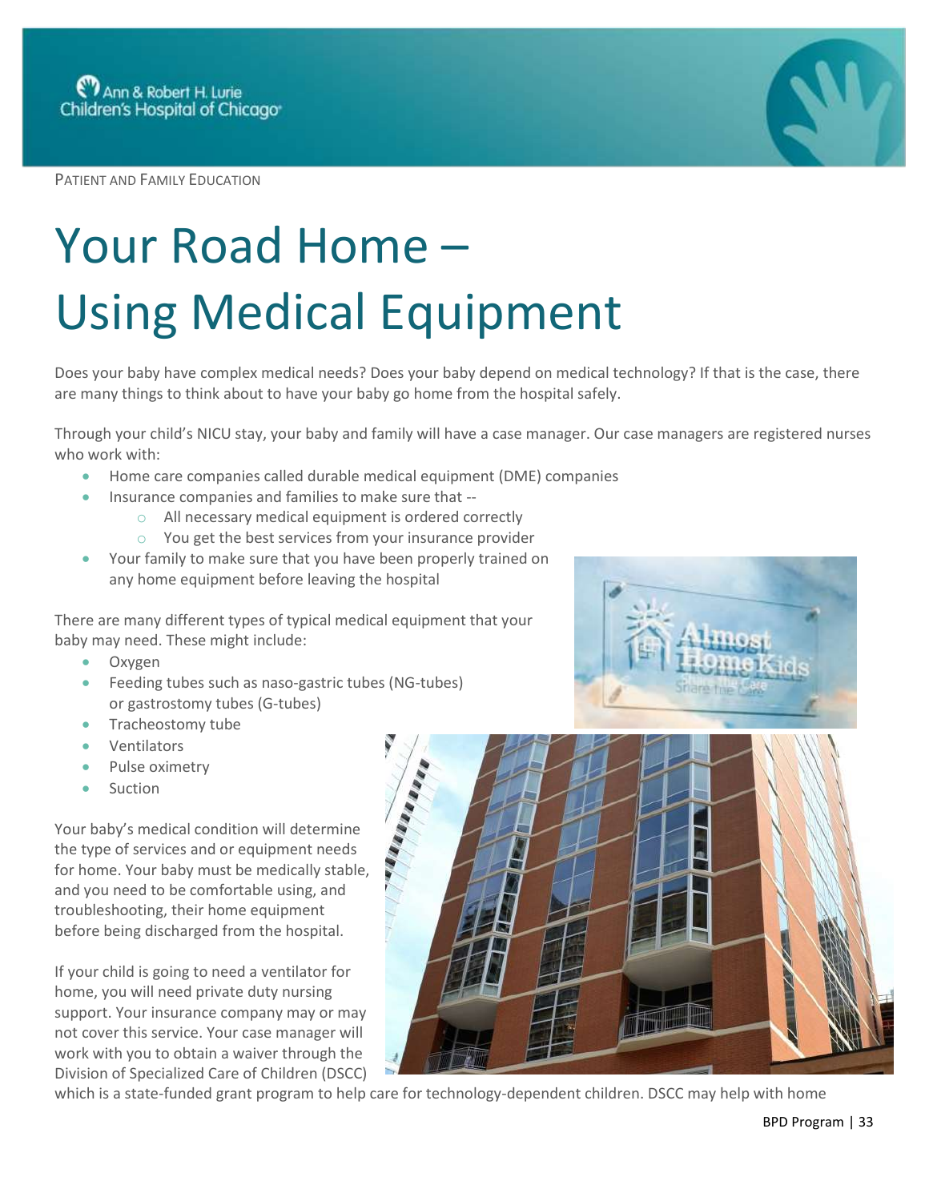PATIENT AND FAMILY EDUCATION

# Your Road Home – Using Medical Equipment

Does your baby have complex medical needs? Does your baby depend on medical technology? If that is the case, there are many things to think about to have your baby go home from the hospital safely.

Through your child's NICU stay, your baby and family will have a case manager. Our case managers are registered nurses who work with:

- Home care companies called durable medical equipment (DME) companies
- Insurance companies and families to make sure that --
  - All necessary medical equipment is ordered correctly
  - You get the best services from your insurance provider
- Your family to make sure that you have been properly trained on any home equipment before leaving the hospital

There are many different types of typical medical equipment that your baby may need. These might include:

- Oxygen
- Feeding tubes such as naso-gastric tubes (NG-tubes) or gastrostomy tubes (G-tubes)
- Tracheostomy tube
- Ventilators
- Pulse oximetry
- Suction

Your baby's medical condition will determine the type of services and or equipment needs for home. Your baby must be medically stable, and you need to be comfortable using, and troubleshooting, their home equipment before being discharged from the hospital.

If your child is going to need a ventilator for home, you will need private duty nursing support. Your insurance company may or may not cover this service. Your case manager will work with you to obtain a waiver through the Division of Specialized Care of Children (DSCC) which is a state-funded grant program to help care for technology-dependent children. DSCC may help with home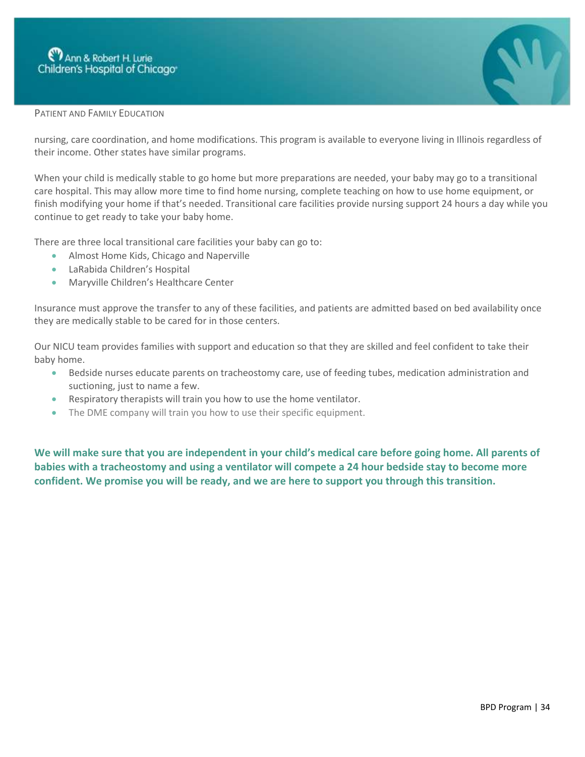nursing, care coordination, and home modifications. This program is available to everyone living in Illinois regardless of their income. Other states have similar programs.

When your child is medically stable to go home but more preparations are needed, your baby may go to a transitional care hospital. This may allow more time to find home nursing, complete teaching on how to use home equipment, or finish modifying your home if that's needed. Transitional care facilities provide nursing support 24 hours a day while you continue to get ready to take your baby home.

There are three local transitional care facilities your baby can go to:

- Almost Home Kids, Chicago and Naperville
- LaRabida Children's Hospital
- Maryville Children's Healthcare Center

Insurance must approve the transfer to any of these facilities, and patients are admitted based on bed availability once they are medically stable to be cared for in those centers.

Our NICU team provides families with support and education so that they are skilled and feel confident to take their baby home.

- Bedside nurses educate parents on tracheostomy care, use of feeding tubes, medication administration and suctioning, just to name a few.
- Respiratory therapists will train you how to use the home ventilator.
- The DME company will train you how to use their specific equipment.

**We will make sure that you are independent in your child's medical care before going home. All parents of babies with a tracheostomy and using a ventilator will compete a 24 hour bedside stay to become more confident. We promise you will be ready, and we are here to support you through this transition.**